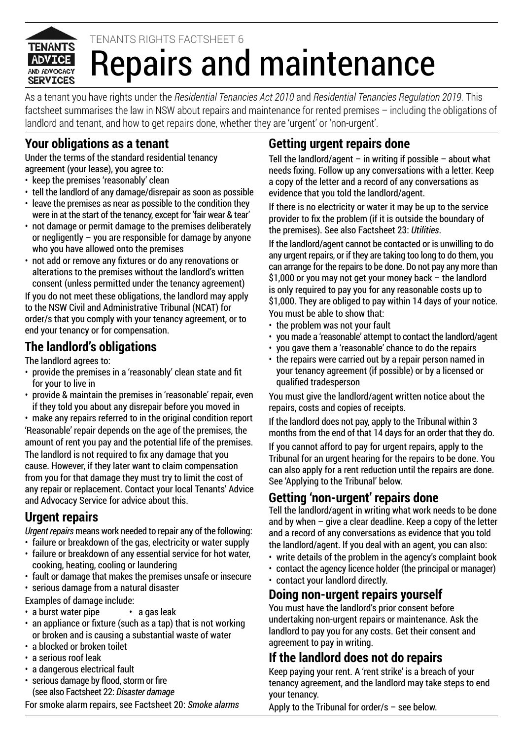TENANTS RIGHTS FACTSHEET 6

# Repairs and maintenance

As a tenant you have rights under the *Residential Tenancies Act 2010* and *Residential Tenancies Regulation 2019*. This factsheet summarises the law in NSW about repairs and maintenance for rented premises – including the obligations of landlord and tenant, and how to get repairs done, whether they are 'urgent' or 'non-urgent'.

## Your obligations as a tenant

Under the terms of the standard residential tenancy agreement (your lease), you agree to:

- keep the premises 'reasonably' clean
- tell the landlord of any damage/disrepair as soon as possible
- leave the premises as near as possible to the condition they were in at the start of the tenancy, except for 'fair wear & tear'
- not damage or permit damage to the premises deliberately or negligently – you are responsible for damage by anyone who you have allowed onto the premises
- not add or remove any fixtures or do any renovations or alterations to the premises without the landlord's written consent (unless permitted under the tenancy agreement)

If you do not meet these obligations, the landlord may apply to the NSW Civil and Administrative Tribunal (NCAT) for order/s that you comply with your tenancy agreement, or to end your tenancy or for compensation.

## The landlord's obligations

The landlord agrees to:

- provide the premises in a 'reasonably' clean state and fit for your to live in
- provide & maintain the premises in 'reasonable' repair, even if they told you about any disrepair before you moved in
- make any repairs referred to in the original condition report

'Reasonable' repair depends on the age of the premises, the amount of rent you pay and the potential life of the premises.

The landlord is not required to fix any damage that you cause. However, if they later want to claim compensation from you for that damage they must try to limit the cost of any repair or replacement. Contact your local Tenants' Advice and Advocacy Service for advice about this.

## Urgent repairs

*Urgent repairs* means work needed to repair any of the following:

- failure or breakdown of the gas, electricity or water supply
- failure or breakdown of any essential service for hot water, cooking, heating, cooling or laundering
- fault or damage that makes the premises unsafe or insecure
- serious damage from a natural disaster

Examples of damage include:

- a burst water pipe
- a gas leak
- an appliance or fixture (such as a tap) that is not working or broken and is causing a substantial waste of water
- a blocked or broken toilet
- a serious roof leak
- a dangerous electrical fault
- serious damage by flood, storm or fire (see also Factsheet 22: *Disaster damage*

For smoke alarm repairs, see Factsheet 20: *Smoke alarms*

## Getting urgent repairs done

Tell the landlord/agent – in writing if possible – about what needs fixing. Follow up any conversations with a letter. Keep a copy of the letter and a record of any conversations as evidence that you told the landlord/agent.

If there is no electricity or water it may be up to the service provider to fix the problem (if it is outside the boundary of the premises). See also Factsheet 23: *Utilities*.

If the landlord/agent cannot be contacted or is unwilling to do any urgent repairs, or if they are taking too long to do them, you can arrange for the repairs to be done. Do not pay any more than $1,000 or you may not get your money back – the landlord is only required to pay you for any reasonable costs up to $1,000. They are obliged to pay within 14 days of your notice.

You must be able to show that:

- the problem was not your fault
- you made a 'reasonable' attempt to contact the landlord/agent
- you gave them a 'reasonable' chance to do the repairs
- the repairs were carried out by a repair person named in your tenancy agreement (if possible) or by a licensed or qualified tradesperson

You must give the landlord/agent written notice about the repairs, costs and copies of receipts.

If the landlord does not pay, apply to the Tribunal within 3 months from the end of that 14 days for an order that they do.

If you cannot afford to pay for urgent repairs, apply to the Tribunal for an urgent hearing for the repairs to be done. You can also apply for a rent reduction until the repairs are done. See 'Applying to the Tribunal' below.

## Getting 'non-urgent' repairs done

Tell the landlord/agent in writing what work needs to be done and by when – give a clear deadline. Keep a copy of the letter and a record of any conversations as evidence that you told the landlord/agent. If you deal with an agent, you can also:

- write details of the problem in the agency's complaint book
- contact the agency licence holder (the principal or manager)
- contact your landlord directly.

## Doing non-urgent repairs yourself

You must have the landlord's prior consent before undertaking non-urgent repairs or maintenance. Ask the landlord to pay you for any costs. Get their consent and agreement to pay in writing.

## If the landlord does not do repairs

Keep paying your rent. A 'rent strike' is a breach of your tenancy agreement, and the landlord may take steps to end your tenancy.

Apply to the Tribunal for order/s – see below.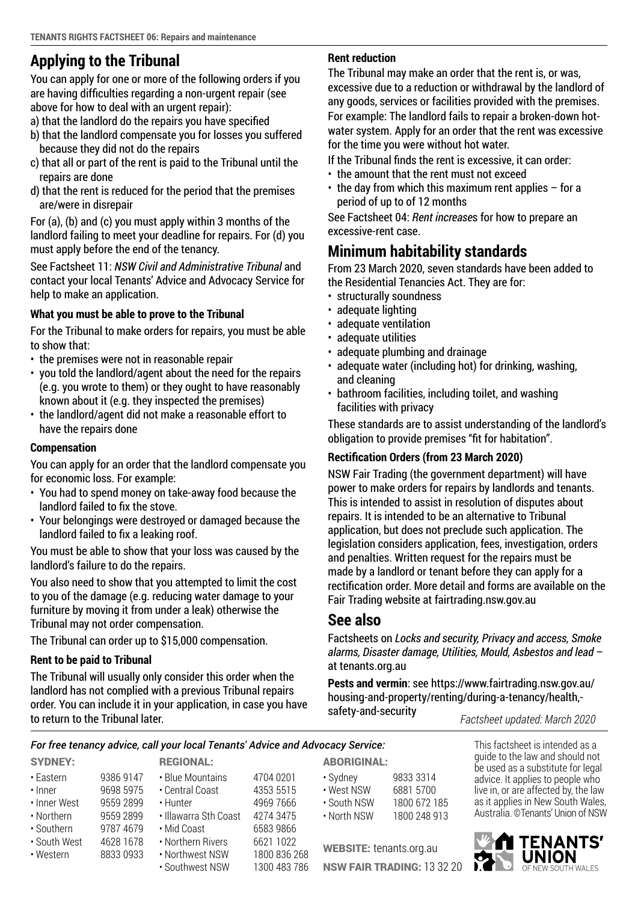## Applying to the Tribunal

You can apply for one or more of the following orders if you are having difficulties regarding a non-urgent repair (see above for how to deal with an urgent repair):

a) that the landlord do the repairs you have specified
b) that the landlord compensate you for losses you suffered because they did not do the repairs
c) that all or part of the rent is paid to the Tribunal until the repairs are done
d) that the rent is reduced for the period that the premises are/were in disrepair

For (a), (b) and (c) you must apply within 3 months of the landlord failing to meet your deadline for repairs. For (d) you must apply before the end of the tenancy.

See Factsheet 11: *NSW Civil and Administrative Tribunal* and contact your local Tenants' Advice and Advocacy Service for help to make an application.

#### What you must be able to prove to the Tribunal

For the Tribunal to make orders for repairs, you must be able to show that:

- the premises were not in reasonable repair
- you told the landlord/agent about the need for the repairs (e.g. you wrote to them) or they ought to have reasonably known about it (e.g. they inspected the premises)
- the landlord/agent did not make a reasonable effort to have the repairs done

#### Compensation

You can apply for an order that the landlord compensate you for economic loss. For example:

- You had to spend money on take-away food because the landlord failed to fix the stove.
- Your belongings were destroyed or damaged because the landlord failed to fix a leaking roof.

You must be able to show that your loss was caused by the landlord's failure to do the repairs.

You also need to show that you attempted to limit the cost to you of the damage (e.g. reducing water damage to your furniture by moving it from under a leak) otherwise the Tribunal may not order compensation.

The Tribunal can order up to $15,000 compensation.

#### Rent to be paid to Tribunal

The Tribunal will usually only consider this order when the landlord has not complied with a previous Tribunal repairs order. You can include it in your application, in case you have to return to the Tribunal later.

#### Rent reduction

The Tribunal may make an order that the rent is, or was, excessive due to a reduction or withdrawal by the landlord of any goods, services or facilities provided with the premises. For example: The landlord fails to repair a broken-down hot-water system. Apply for an order that the rent was excessive for the time you were without hot water.

If the Tribunal finds the rent is excessive, it can order:

- the amount that the rent must not exceed
- the day from which this maximum rent applies – for a period of up to of 12 months

See Factsheet 04: *Rent increases* for how to prepare an excessive-rent case.

## Minimum habitability standards

From 23 March 2020, seven standards have been added to the Residential Tenancies Act. They are for:

- structurally soundness
- adequate lighting
- adequate ventilation
- adequate utilities
- adequate plumbing and drainage
- adequate water (including hot) for drinking, washing, and cleaning
- bathroom facilities, including toilet, and washing facilities with privacy

These standards are to assist understanding of the landlord's obligation to provide premises "fit for habitation".

#### Rectification Orders (from 23 March 2020)

NSW Fair Trading (the government department) will have power to make orders for repairs by landlords and tenants. This is intended to assist in resolution of disputes about repairs. It is intended to be an alternative to Tribunal application, but does not preclude such application. The legislation considers application, fees, investigation, orders and penalties. Written request for the repairs must be made by a landlord or tenant before they can apply for a rectification order. More detail and forms are available on the Fair Trading website at fairtrading.nsw.gov.au

## See also

Factsheets on *Locks and security, Privacy and access, Smoke alarms, Disaster damage, Utilities, Mould, Asbestos and lead* – at tenants.org.au

**Pests and vermin**: see https://www.fairtrading.nsw.gov.au/housing-and-property/renting/during-a-tenancy/health,-safety-and-security

*Factsheet updated: March 2020*

***For free tenancy advice, call your local Tenants' Advice and Advocacy Service:***

**SYDNEY:**

- Eastern 9386 9147
- Inner 9698 5975
- Inner West 9559 2899
- Northern 9559 2899
- Southern 9787 4679
- South West 4628 1678
- Western 8833 0933

**REGIONAL:**

- Blue Mountains 4704 0201
- Central Coast 4353 5515
- Hunter 4969 7666
- Illawarra Sth Coast 4274 3475
- Mid Coast 6583 9866
- Northern Rivers 6621 1022
- Northwest NSW 1800 836 268
- Southwest NSW 1300 483 786

**ABORIGINAL:**

- Sydney 9833 3314
- West NSW 6881 5700
- South NSW 1800 672 185
- North NSW 1800 248 913

**WEBSITE:** tenants.org.au

**NSW FAIR TRADING:** 13 32 20

This factsheet is intended as a guide to the law and should not be used as a substitute for legal advice. It applies to people who live in, or are affected by, the law as it applies in New South Wales, Australia. ©Tenants' Union of NSW

TENANTS' UNION OF NEW SOUTH WALES